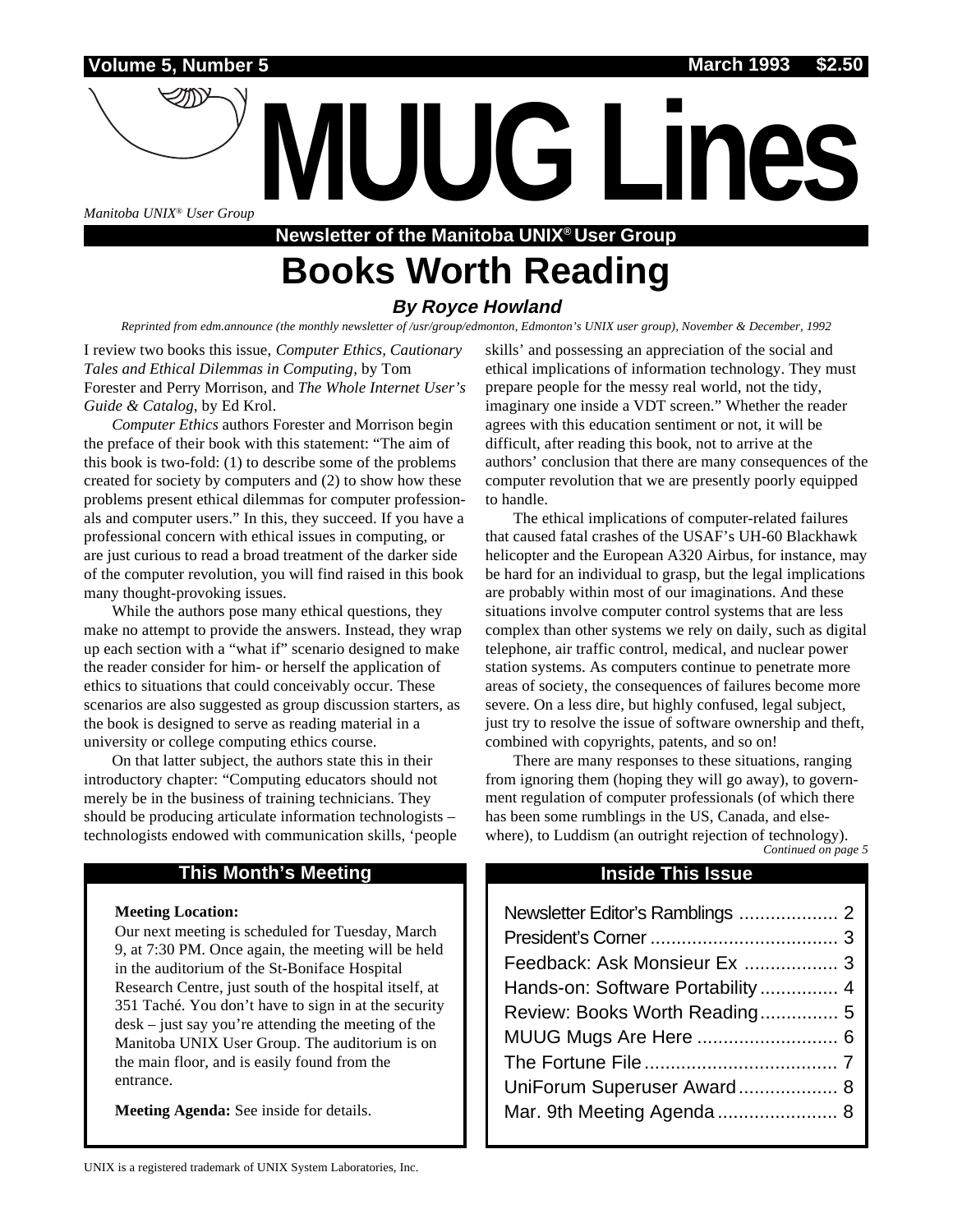Volume 5, Number 5 — March 1993 — $2.50

# MUUG Lines

*Manitoba UNIX® User Group*

**Newsletter of the Manitoba UNIX® User Group**

# Books Worth Reading

### *By Royce Howland*

*Reprinted from edm.announce (the monthly newsletter of /usr/group/edmonton, Edmonton's UNIX user group), November & December, 1992*

I review two books this issue, *Computer Ethics, Cautionary Tales and Ethical Dilemmas in Computing*, by Tom Forester and Perry Morrison, and *The Whole Internet User's Guide & Catalog*, by Ed Krol.

*Computer Ethics* authors Forester and Morrison begin the preface of their book with this statement: "The aim of this book is two-fold: (1) to describe some of the problems created for society by computers and (2) to show how these problems present ethical dilemmas for computer professionals and computer users." In this, they succeed. If you have a professional concern with ethical issues in computing, or are just curious to read a broad treatment of the darker side of the computer revolution, you will find raised in this book many thought-provoking issues.

While the authors pose many ethical questions, they make no attempt to provide the answers. Instead, they wrap up each section with a "what if" scenario designed to make the reader consider for him- or herself the application of ethics to situations that could conceivably occur. These scenarios are also suggested as group discussion starters, as the book is designed to serve as reading material in a university or college computing ethics course.

On that latter subject, the authors state this in their introductory chapter: "Computing educators should not merely be in the business of training technicians. They should be producing articulate information technologists – technologists endowed with communication skills, 'people skills' and possessing an appreciation of the social and ethical implications of information technology. They must prepare people for the messy real world, not the tidy, imaginary one inside a VDT screen." Whether the reader agrees with this education sentiment or not, it will be difficult, after reading this book, not to arrive at the authors' conclusion that there are many consequences of the computer revolution that we are presently poorly equipped to handle.

The ethical implications of computer-related failures that caused fatal crashes of the USAF's UH-60 Blackhawk helicopter and the European A320 Airbus, for instance, may be hard for an individual to grasp, but the legal implications are probably within most of our imaginations. And these situations involve computer control systems that are less complex than other systems we rely on daily, such as digital telephone, air traffic control, medical, and nuclear power station systems. As computers continue to penetrate more areas of society, the consequences of failures become more severe. On a less dire, but highly confused, legal subject, just try to resolve the issue of software ownership and theft, combined with copyrights, patents, and so on!

There are many responses to these situations, ranging from ignoring them (hoping they will go away), to government regulation of computer professionals (of which there has been some rumblings in the US, Canada, and elsewhere), to Luddism (an outright rejection of technology).

*Continued on page 5*

## This Month's Meeting

**Meeting Location:**
Our next meeting is scheduled for Tuesday, March 9, at 7:30 PM. Once again, the meeting will be held in the auditorium of the St-Boniface Hospital Research Centre, just south of the hospital itself, at 351 Taché. You don't have to sign in at the security desk – just say you're attending the meeting of the Manitoba UNIX User Group. The auditorium is on the main floor, and is easily found from the entrance.

**Meeting Agenda:** See inside for details.

## Inside This Issue

| | |
|---|---|
| Newsletter Editor's Ramblings | 2 |
| President's Corner | 3 |
| Feedback: Ask Monsieur Ex | 3 |
| Hands-on: Software Portability | 4 |
| Review: Books Worth Reading | 5 |
| MUUG Mugs Are Here | 6 |
| The Fortune File | 7 |
| UniForum Superuser Award | 8 |
| Mar. 9th Meeting Agenda | 8 |

UNIX is a registered trademark of UNIX System Laboratories, Inc.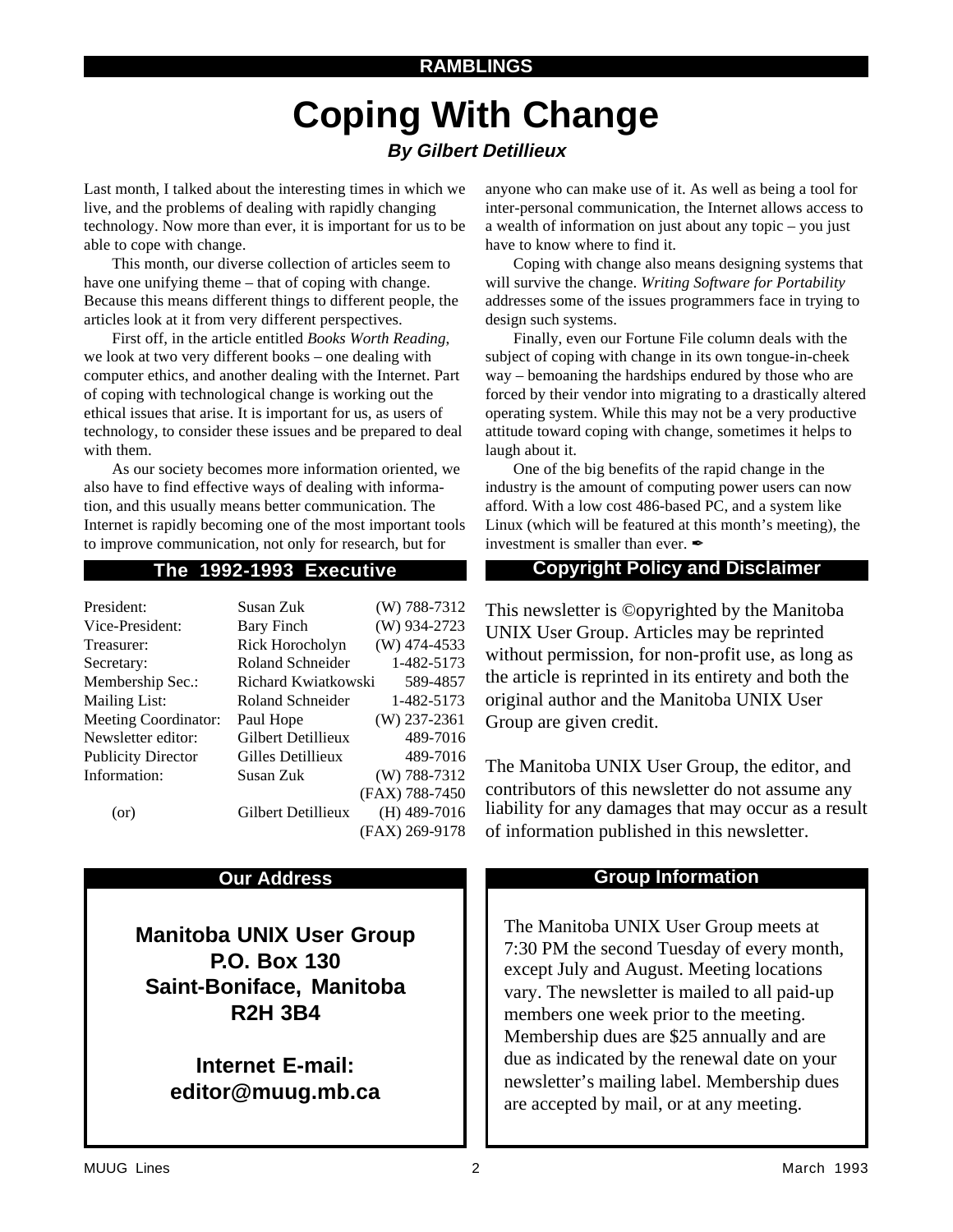RAMBLINGS

# Coping With Change

***By Gilbert Detillieux***

Last month, I talked about the interesting times in which we live, and the problems of dealing with rapidly changing technology. Now more than ever, it is important for us to be able to cope with change.

This month, our diverse collection of articles seem to have one unifying theme – that of coping with change. Because this means different things to different people, the articles look at it from very different perspectives.

First off, in the article entitled *Books Worth Reading*, we look at two very different books – one dealing with computer ethics, and another dealing with the Internet. Part of coping with technological change is working out the ethical issues that arise. It is important for us, as users of technology, to consider these issues and be prepared to deal with them.

As our society becomes more information oriented, we also have to find effective ways of dealing with information, and this usually means better communication. The Internet is rapidly becoming one of the most important tools to improve communication, not only for research, but for anyone who can make use of it. As well as being a tool for inter-personal communication, the Internet allows access to a wealth of information on just about any topic – you just have to know where to find it.

Coping with change also means designing systems that will survive the change. *Writing Software for Portability* addresses some of the issues programmers face in trying to design such systems.

Finally, even our Fortune File column deals with the subject of coping with change in its own tongue-in-cheek way – bemoaning the hardships endured by those who are forced by their vendor into migrating to a drastically altered operating system. While this may not be a very productive attitude toward coping with change, sometimes it helps to laugh about it.

One of the big benefits of the rapid change in the industry is the amount of computing power users can now afford. With a low cost 486-based PC, and a system like Linux (which will be featured at this month's meeting), the investment is smaller than ever. ✒

## The 1992-1993 Executive

| | | |
|---|---|---|
| President: | Susan Zuk | (W) 788-7312 |
| Vice-President: | Bary Finch | (W) 934-2723 |
| Treasurer: | Rick Horocholyn | (W) 474-4533 |
| Secretary: | Roland Schneider | 1-482-5173 |
| Membership Sec.: | Richard Kwiatkowski | 589-4857 |
| Mailing List: | Roland Schneider | 1-482-5173 |
| Meeting Coordinator: | Paul Hope | (W) 237-2361 |
| Newsletter editor: | Gilbert Detillieux | 489-7016 |
| Publicity Director | Gilles Detillieux | 489-7016 |
| Information: | Susan Zuk | (W) 788-7312 |
| | | (FAX) 788-7450 |
| (or) | Gilbert Detillieux | (H) 489-7016 |
| | | (FAX) 269-9178 |

## Copyright Policy and Disclaimer

This newsletter is ©opyrighted by the Manitoba UNIX User Group. Articles may be reprinted without permission, for non-profit use, as long as the article is reprinted in its entirety and both the original author and the Manitoba UNIX User Group are given credit.

The Manitoba UNIX User Group, the editor, and contributors of this newsletter do not assume any liability for any damages that may occur as a result of information published in this newsletter.

## Our Address

**Manitoba UNIX User Group**
**P.O. Box 130**
**Saint-Boniface, Manitoba**
**R2H 3B4**

**Internet E-mail:**
**editor@muug.mb.ca**

## Group Information

The Manitoba UNIX User Group meets at 7:30 PM the second Tuesday of every month, except July and August. Meeting locations vary. The newsletter is mailed to all paid-up members one week prior to the meeting. Membership dues are $25 annually and are due as indicated by the renewal date on your newsletter's mailing label. Membership dues are accepted by mail, or at any meeting.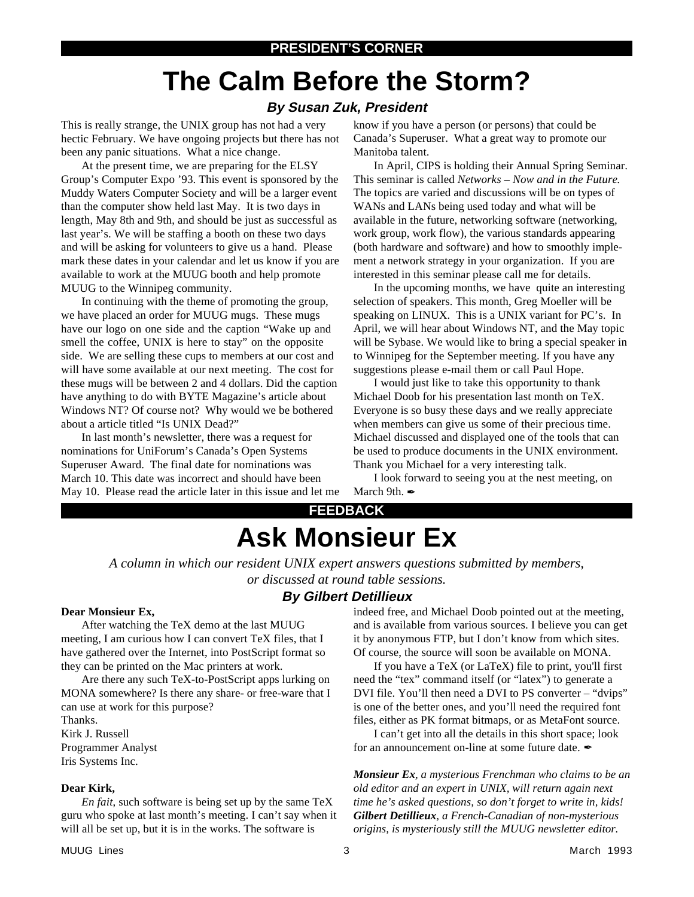**PRESIDENT'S CORNER**

# The Calm Before the Storm?

***By Susan Zuk, President***

This is really strange, the UNIX group has not had a very hectic February. We have ongoing projects but there has not been any panic situations. What a nice change.

At the present time, we are preparing for the ELSY Group's Computer Expo '93. This event is sponsored by the Muddy Waters Computer Society and will be a larger event than the computer show held last May. It is two days in length, May 8th and 9th, and should be just as successful as last year's. We will be staffing a booth on these two days and will be asking for volunteers to give us a hand. Please mark these dates in your calendar and let us know if you are available to work at the MUUG booth and help promote MUUG to the Winnipeg community.

In continuing with the theme of promoting the group, we have placed an order for MUUG mugs. These mugs have our logo on one side and the caption "Wake up and smell the coffee, UNIX is here to stay" on the opposite side. We are selling these cups to members at our cost and will have some available at our next meeting. The cost for these mugs will be between 2 and 4 dollars. Did the caption have anything to do with BYTE Magazine's article about Windows NT? Of course not? Why would we be bothered about a article titled "Is UNIX Dead?"

In last month's newsletter, there was a request for nominations for UniForum's Canada's Open Systems Superuser Award. The final date for nominations was March 10. This date was incorrect and should have been May 10. Please read the article later in this issue and let me know if you have a person (or persons) that could be Canada's Superuser. What a great way to promote our Manitoba talent.

In April, CIPS is holding their Annual Spring Seminar. This seminar is called *Networks – Now and in the Future.* The topics are varied and discussions will be on types of WANs and LANs being used today and what will be available in the future, networking software (networking, work group, work flow), the various standards appearing (both hardware and software) and how to smoothly implement a network strategy in your organization. If you are interested in this seminar please call me for details.

In the upcoming months, we have quite an interesting selection of speakers. This month, Greg Moeller will be speaking on LINUX. This is a UNIX variant for PC's. In April, we will hear about Windows NT, and the May topic will be Sybase. We would like to bring a special speaker in to Winnipeg for the September meeting. If you have any suggestions please e-mail them or call Paul Hope.

I would just like to take this opportunity to thank Michael Doob for his presentation last month on TeX. Everyone is so busy these days and we really appreciate when members can give us some of their precious time. Michael discussed and displayed one of the tools that can be used to produce documents in the UNIX environment. Thank you Michael for a very interesting talk.

I look forward to seeing you at the nest meeting, on March 9th. ✒

**FEEDBACK**

# Ask Monsieur Ex

*A column in which our resident UNIX expert answers questions submitted by members, or discussed at round table sessions.*

***By Gilbert Detillieux***

**Dear Monsieur Ex,**

After watching the TeX demo at the last MUUG meeting, I am curious how I can convert TeX files, that I have gathered over the Internet, into PostScript format so they can be printed on the Mac printers at work.

Are there any such TeX-to-PostScript apps lurking on MONA somewhere? Is there any share- or free-ware that I can use at work for this purpose?

Thanks.  
Kirk J. Russell  
Programmer Analyst  
Iris Systems Inc.

**Dear Kirk,**

*En fait*, such software is being set up by the same TeX guru who spoke at last month's meeting. I can't say when it will all be set up, but it is in the works. The software is indeed free, and Michael Doob pointed out at the meeting, and is available from various sources. I believe you can get it by anonymous FTP, but I don't know from which sites. Of course, the source will soon be available on MONA.

If you have a TeX (or LaTeX) file to print, you'll first need the "tex" command itself (or "latex") to generate a DVI file. You'll then need a DVI to PS converter – "dvips" is one of the better ones, and you'll need the required font files, either as PK format bitmaps, or as MetaFont source.

I can't get into all the details in this short space; look for an announcement on-line at some future date. ✒

***Monsieur Ex**, a mysterious Frenchman who claims to be an old editor and an expert in UNIX, will return again next time he's asked questions, so don't forget to write in, kids!* ***Gilbert Detillieux**, a French-Canadian of non-mysterious origins, is mysteriously still the MUUG newsletter editor.*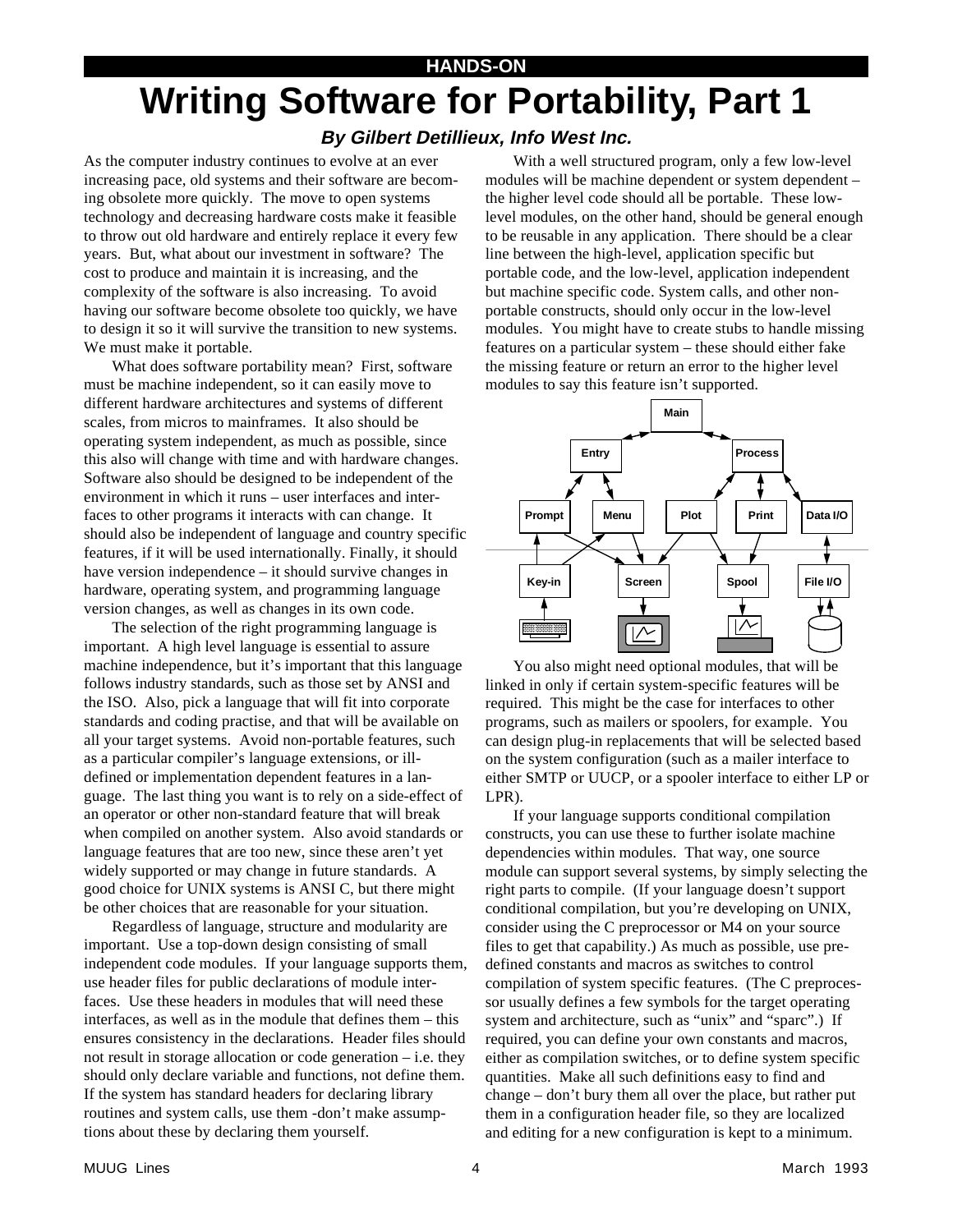HANDS-ON

# Writing Software for Portability, Part 1

***By Gilbert Detillieux, Info West Inc.***

As the computer industry continues to evolve at an ever increasing pace, old systems and their software are becoming obsolete more quickly. The move to open systems technology and decreasing hardware costs make it feasible to throw out old hardware and entirely replace it every few years. But, what about our investment in software? The cost to produce and maintain it is increasing, and the complexity of the software is also increasing. To avoid having our software become obsolete too quickly, we have to design it so it will survive the transition to new systems. We must make it portable.

What does software portability mean? First, software must be machine independent, so it can easily move to different hardware architectures and systems of different scales, from micros to mainframes. It also should be operating system independent, as much as possible, since this also will change with time and with hardware changes. Software also should be designed to be independent of the environment in which it runs – user interfaces and interfaces to other programs it interacts with can change. It should also be independent of language and country specific features, if it will be used internationally. Finally, it should have version independence – it should survive changes in hardware, operating system, and programming language version changes, as well as changes in its own code.

The selection of the right programming language is important. A high level language is essential to assure machine independence, but it's important that this language follows industry standards, such as those set by ANSI and the ISO. Also, pick a language that will fit into corporate standards and coding practise, and that will be available on all your target systems. Avoid non-portable features, such as a particular compiler's language extensions, or ill-defined or implementation dependent features in a language. The last thing you want is to rely on a side-effect of an operator or other non-standard feature that will break when compiled on another system. Also avoid standards or language features that are too new, since these aren't yet widely supported or may change in future standards. A good choice for UNIX systems is ANSI C, but there might be other choices that are reasonable for your situation.

Regardless of language, structure and modularity are important. Use a top-down design consisting of small independent code modules. If your language supports them, use header files for public declarations of module interfaces. Use these headers in modules that will need these interfaces, as well as in the module that defines them – this ensures consistency in the declarations. Header files should not result in storage allocation or code generation – i.e. they should only declare variable and functions, not define them. If the system has standard headers for declaring library routines and system calls, use them -don't make assumptions about these by declaring them yourself.

With a well structured program, only a few low-level modules will be machine dependent or system dependent – the higher level code should all be portable. These low-level modules, on the other hand, should be general enough to be reusable in any application. There should be a clear line between the high-level, application specific but portable code, and the low-level, application independent but machine specific code. System calls, and other non-portable constructs, should only occur in the low-level modules. You might have to create stubs to handle missing features on a particular system – these should either fake the missing feature or return an error to the higher level modules to say this feature isn't supported.

You also might need optional modules, that will be linked in only if certain system-specific features will be required. This might be the case for interfaces to other programs, such as mailers or spoolers, for example. You can design plug-in replacements that will be selected based on the system configuration (such as a mailer interface to either SMTP or UUCP, or a spooler interface to either LP or LPR).

If your language supports conditional compilation constructs, you can use these to further isolate machine dependencies within modules. That way, one source module can support several systems, by simply selecting the right parts to compile. (If your language doesn't support conditional compilation, but you're developing on UNIX, consider using the C preprocessor or M4 on your source files to get that capability.) As much as possible, use pre-defined constants and macros as switches to control compilation of system specific features. (The C preprocessor usually defines a few symbols for the target operating system and architecture, such as "unix" and "sparc".) If required, you can define your own constants and macros, either as compilation switches, or to define system specific quantities. Make all such definitions easy to find and change – don't bury them all over the place, but rather put them in a configuration header file, so they are localized and editing for a new configuration is kept to a minimum.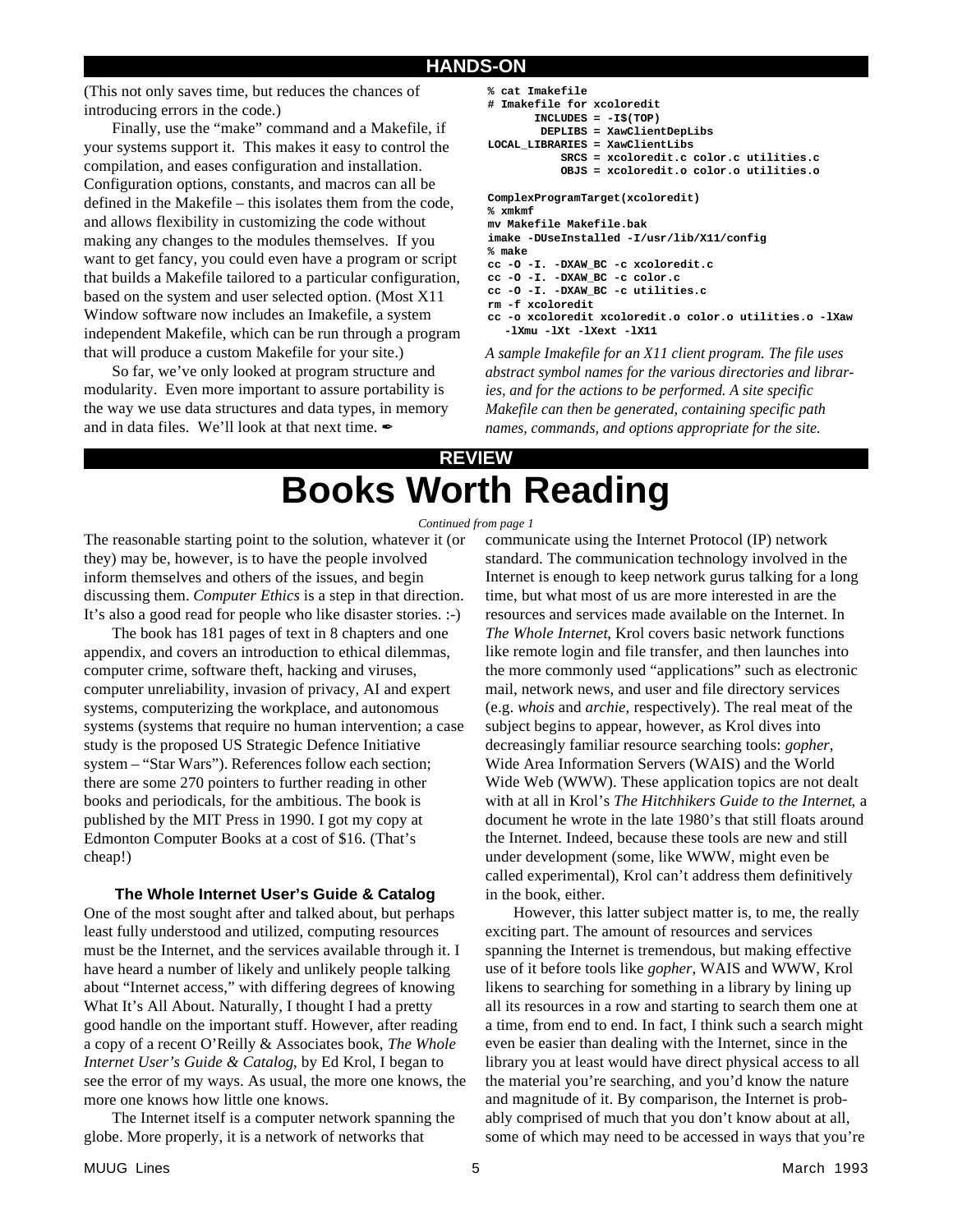## HANDS-ON

(This not only saves time, but reduces the chances of introducing errors in the code.)

Finally, use the "make" command and a Makefile, if your systems support it. This makes it easy to control the compilation, and eases configuration and installation. Configuration options, constants, and macros can all be defined in the Makefile – this isolates them from the code, and allows flexibility in customizing the code without making any changes to the modules themselves. If you want to get fancy, you could even have a program or script that builds a Makefile tailored to a particular configuration, based on the system and user selected option. (Most X11 Window software now includes an Imakefile, a system independent Makefile, which can be run through a program that will produce a custom Makefile for your site.)

So far, we've only looked at program structure and modularity. Even more important to assure portability is the way we use data structures and data types, in memory and in data files. We'll look at that next time. ✒

```
% cat Imakefile
# Imakefile for xcoloredit
       INCLUDES = -I$(TOP)
        DEPLIBS = XawClientDepLibs
LOCAL_LIBRARIES = XawClientLibs
           SRCS = xcoloredit.c color.c utilities.c
           OBJS = xcoloredit.o color.o utilities.o

ComplexProgramTarget(xcoloredit)
% xmkmf
mv Makefile Makefile.bak
imake -DUseInstalled -I/usr/lib/X11/config
% make
cc -O -I. -DXAW_BC -c xcoloredit.c
cc -O -I. -DXAW_BC -c color.c
cc -O -I. -DXAW_BC -c utilities.c
rm -f xcoloredit
cc -o xcoloredit xcoloredit.o color.o utilities.o -lXaw
   -lXmu -lXt -lXext -lX11
```

*A sample Imakefile for an X11 client program. The file uses abstract symbol names for the various directories and libraries, and for the actions to be performed. A site specific Makefile can then be generated, containing specific path names, commands, and options appropriate for the site.*

## REVIEW

# Books Worth Reading

*Continued from page 1*

The reasonable starting point to the solution, whatever it (or they) may be, however, is to have the people involved inform themselves and others of the issues, and begin discussing them. *Computer Ethics* is a step in that direction. It's also a good read for people who like disaster stories. :-)

The book has 181 pages of text in 8 chapters and one appendix, and covers an introduction to ethical dilemmas, computer crime, software theft, hacking and viruses, computer unreliability, invasion of privacy, AI and expert systems, computerizing the workplace, and autonomous systems (systems that require no human intervention; a case study is the proposed US Strategic Defence Initiative system – "Star Wars"). References follow each section; there are some 270 pointers to further reading in other books and periodicals, for the ambitious. The book is published by the MIT Press in 1990. I got my copy at Edmonton Computer Books at a cost of $16. (That's cheap!)

### The Whole Internet User's Guide & Catalog

One of the most sought after and talked about, but perhaps least fully understood and utilized, computing resources must be the Internet, and the services available through it. I have heard a number of likely and unlikely people talking about "Internet access," with differing degrees of knowing What It's All About. Naturally, I thought I had a pretty good handle on the important stuff. However, after reading a copy of a recent O'Reilly & Associates book, *The Whole Internet User's Guide & Catalog*, by Ed Krol, I began to see the error of my ways. As usual, the more one knows, the more one knows how little one knows.

The Internet itself is a computer network spanning the globe. More properly, it is a network of networks that communicate using the Internet Protocol (IP) network standard. The communication technology involved in the Internet is enough to keep network gurus talking for a long time, but what most of us are more interested in are the resources and services made available on the Internet. In *The Whole Internet*, Krol covers basic network functions like remote login and file transfer, and then launches into the more commonly used "applications" such as electronic mail, network news, and user and file directory services (e.g. *whois* and *archie*, respectively). The real meat of the subject begins to appear, however, as Krol dives into decreasingly familiar resource searching tools: *gopher*, Wide Area Information Servers (WAIS) and the World Wide Web (WWW). These application topics are not dealt with at all in Krol's *The Hitchhikers Guide to the Internet*, a document he wrote in the late 1980's that still floats around the Internet. Indeed, because these tools are new and still under development (some, like WWW, might even be called experimental), Krol can't address them definitively in the book, either.

However, this latter subject matter is, to me, the really exciting part. The amount of resources and services spanning the Internet is tremendous, but making effective use of it before tools like *gopher*, WAIS and WWW, Krol likens to searching for something in a library by lining up all its resources in a row and starting to search them one at a time, from end to end. In fact, I think such a search might even be easier than dealing with the Internet, since in the library you at least would have direct physical access to all the material you're searching, and you'd know the nature and magnitude of it. By comparison, the Internet is probably comprised of much that you don't know about at all, some of which may need to be accessed in ways that you're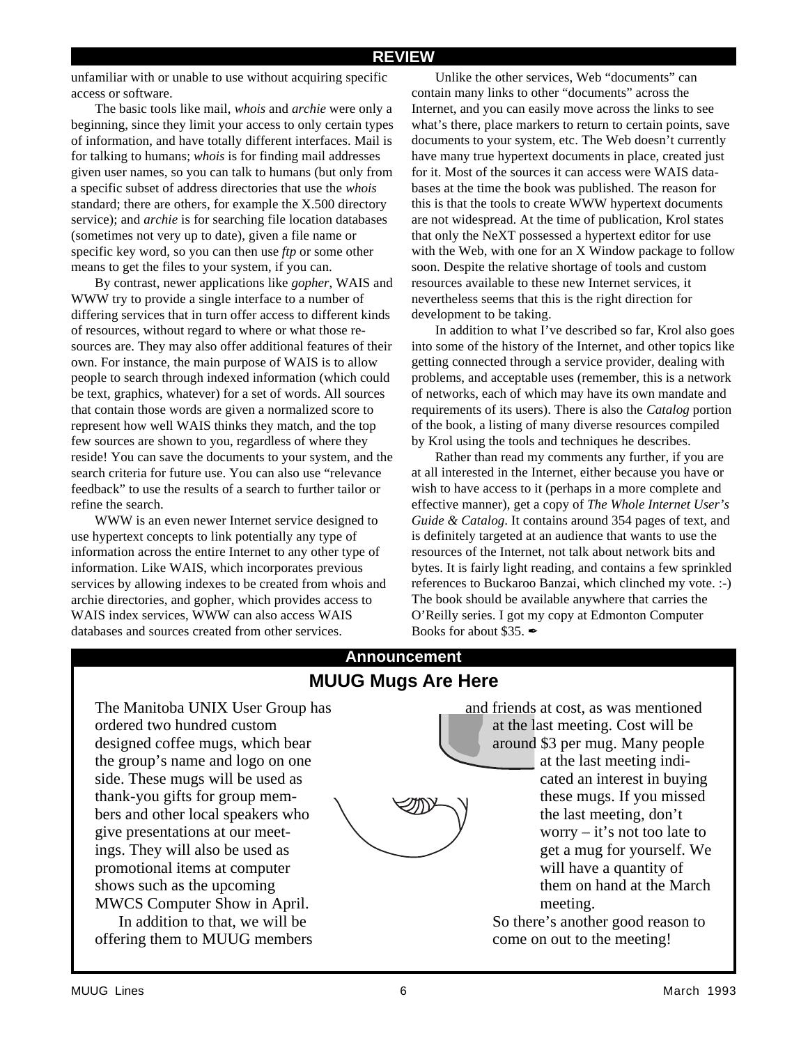## REVIEW

unfamiliar with or unable to use without acquiring specific access or software.

The basic tools like mail, *whois* and *archie* were only a beginning, since they limit your access to only certain types of information, and have totally different interfaces. Mail is for talking to humans; *whois* is for finding mail addresses given user names, so you can talk to humans (but only from a specific subset of address directories that use the *whois* standard; there are others, for example the X.500 directory service); and *archie* is for searching file location databases (sometimes not very up to date), given a file name or specific key word, so you can then use *ftp* or some other means to get the files to your system, if you can.

By contrast, newer applications like *gopher*, WAIS and WWW try to provide a single interface to a number of differing services that in turn offer access to different kinds of resources, without regard to where or what those resources are. They may also offer additional features of their own. For instance, the main purpose of WAIS is to allow people to search through indexed information (which could be text, graphics, whatever) for a set of words. All sources that contain those words are given a normalized score to represent how well WAIS thinks they match, and the top few sources are shown to you, regardless of where they reside! You can save the documents to your system, and the search criteria for future use. You can also use "relevance feedback" to use the results of a search to further tailor or refine the search.

WWW is an even newer Internet service designed to use hypertext concepts to link potentially any type of information across the entire Internet to any other type of information. Like WAIS, which incorporates previous services by allowing indexes to be created from whois and archie directories, and gopher, which provides access to WAIS index services, WWW can also access WAIS databases and sources created from other services.

Unlike the other services, Web "documents" can contain many links to other "documents" across the Internet, and you can easily move across the links to see what's there, place markers to return to certain points, save documents to your system, etc. The Web doesn't currently have many true hypertext documents in place, created just for it. Most of the sources it can access were WAIS databases at the time the book was published. The reason for this is that the tools to create WWW hypertext documents are not widespread. At the time of publication, Krol states that only the NeXT possessed a hypertext editor for use with the Web, with one for an X Window package to follow soon. Despite the relative shortage of tools and custom resources available to these new Internet services, it nevertheless seems that this is the right direction for development to be taking.

In addition to what I've described so far, Krol also goes into some of the history of the Internet, and other topics like getting connected through a service provider, dealing with problems, and acceptable uses (remember, this is a network of networks, each of which may have its own mandate and requirements of its users). There is also the *Catalog* portion of the book, a listing of many diverse resources compiled by Krol using the tools and techniques he describes.

Rather than read my comments any further, if you are at all interested in the Internet, either because you have or wish to have access to it (perhaps in a more complete and effective manner), get a copy of *The Whole Internet User's Guide & Catalog*. It contains around 354 pages of text, and is definitely targeted at an audience that wants to use the resources of the Internet, not talk about network bits and bytes. It is fairly light reading, and contains a few sprinkled references to Buckaroo Banzai, which clinched my vote. :-) The book should be available anywhere that carries the O'Reilly series. I got my copy at Edmonton Computer Books for about $35. ✒

## Announcement

### MUUG Mugs Are Here

The Manitoba UNIX User Group has ordered two hundred custom designed coffee mugs, which bear the group's name and logo on one side. These mugs will be used as thank-you gifts for group members and other local speakers who give presentations at our meetings. They will also be used as promotional items at computer shows such as the upcoming MWCS Computer Show in April.

In addition to that, we will be offering them to MUUG members and friends at cost, as was mentioned at the last meeting. Cost will be around $3 per mug. Many people at the last meeting indicated an interest in buying these mugs. If you missed the last meeting, don't worry – it's not too late to get a mug for yourself. We will have a quantity of them on hand at the March meeting.

So there's another good reason to come on out to the meeting!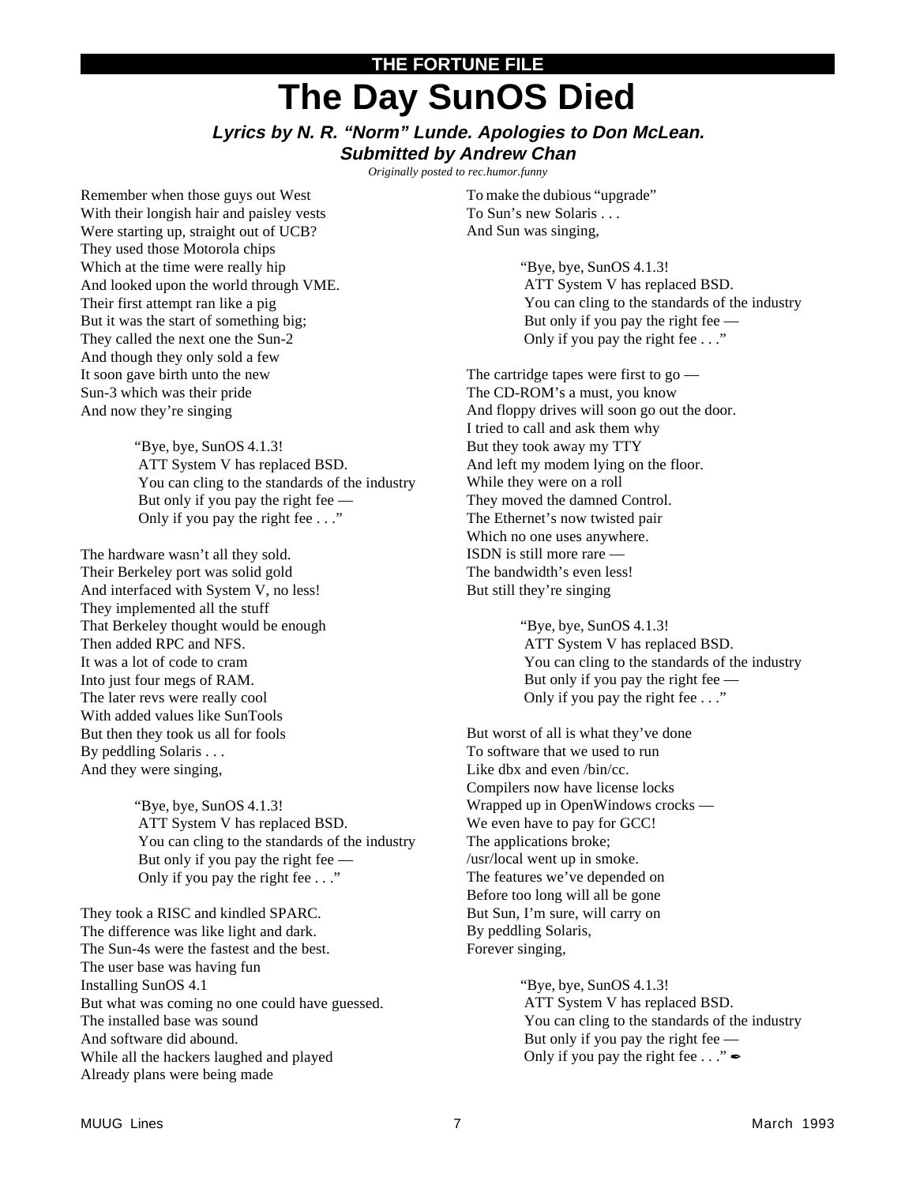**THE FORTUNE FILE**

# The Day SunOS Died

***Lyrics by N. R. "Norm" Lunde. Apologies to Don McLean.***
***Submitted by Andrew Chan***

*Originally posted to rec.humor.funny*

Remember when those guys out West
With their longish hair and paisley vests
Were starting up, straight out of UCB?
They used those Motorola chips
Which at the time were really hip
And looked upon the world through VME.
Their first attempt ran like a pig
But it was the start of something big;
They called the next one the Sun-2
And though they only sold a few
It soon gave birth unto the new
Sun-3 which was their pride
And now they're singing

> "Bye, bye, SunOS 4.1.3!
> ATT System V has replaced BSD.
> You can cling to the standards of the industry
> But only if you pay the right fee —
> Only if you pay the right fee . . ."

The hardware wasn't all they sold.
Their Berkeley port was solid gold
And interfaced with System V, no less!
They implemented all the stuff
That Berkeley thought would be enough
Then added RPC and NFS.
It was a lot of code to cram
Into just four megs of RAM.
The later revs were really cool
With added values like SunTools
But then they took us all for fools
By peddling Solaris . . .
And they were singing,

> "Bye, bye, SunOS 4.1.3!
> ATT System V has replaced BSD.
> You can cling to the standards of the industry
> But only if you pay the right fee —
> Only if you pay the right fee . . ."

They took a RISC and kindled SPARC.
The difference was like light and dark.
The Sun-4s were the fastest and the best.
The user base was having fun
Installing SunOS 4.1
But what was coming no one could have guessed.
The installed base was sound
And software did abound.
While all the hackers laughed and played
Already plans were being made
To make the dubious "upgrade"
To Sun's new Solaris . . .
And Sun was singing,

> "Bye, bye, SunOS 4.1.3!
> ATT System V has replaced BSD.
> You can cling to the standards of the industry
> But only if you pay the right fee —
> Only if you pay the right fee . . ."

The cartridge tapes were first to go —
The CD-ROM's a must, you know
And floppy drives will soon go out the door.
I tried to call and ask them why
But they took away my TTY
And left my modem lying on the floor.
While they were on a roll
They moved the damned Control.
The Ethernet's now twisted pair
Which no one uses anywhere.
ISDN is still more rare —
The bandwidth's even less!
But still they're singing

> "Bye, bye, SunOS 4.1.3!
> ATT System V has replaced BSD.
> You can cling to the standards of the industry
> But only if you pay the right fee —
> Only if you pay the right fee . . ."

But worst of all is what they've done
To software that we used to run
Like dbx and even /bin/cc.
Compilers now have license locks
Wrapped up in OpenWindows crocks —
We even have to pay for GCC!
The applications broke;
/usr/local went up in smoke.
The features we've depended on
Before too long will all be gone
But Sun, I'm sure, will carry on
By peddling Solaris,
Forever singing,

> "Bye, bye, SunOS 4.1.3!
> ATT System V has replaced BSD.
> You can cling to the standards of the industry
> But only if you pay the right fee —
> Only if you pay the right fee . . ." ✒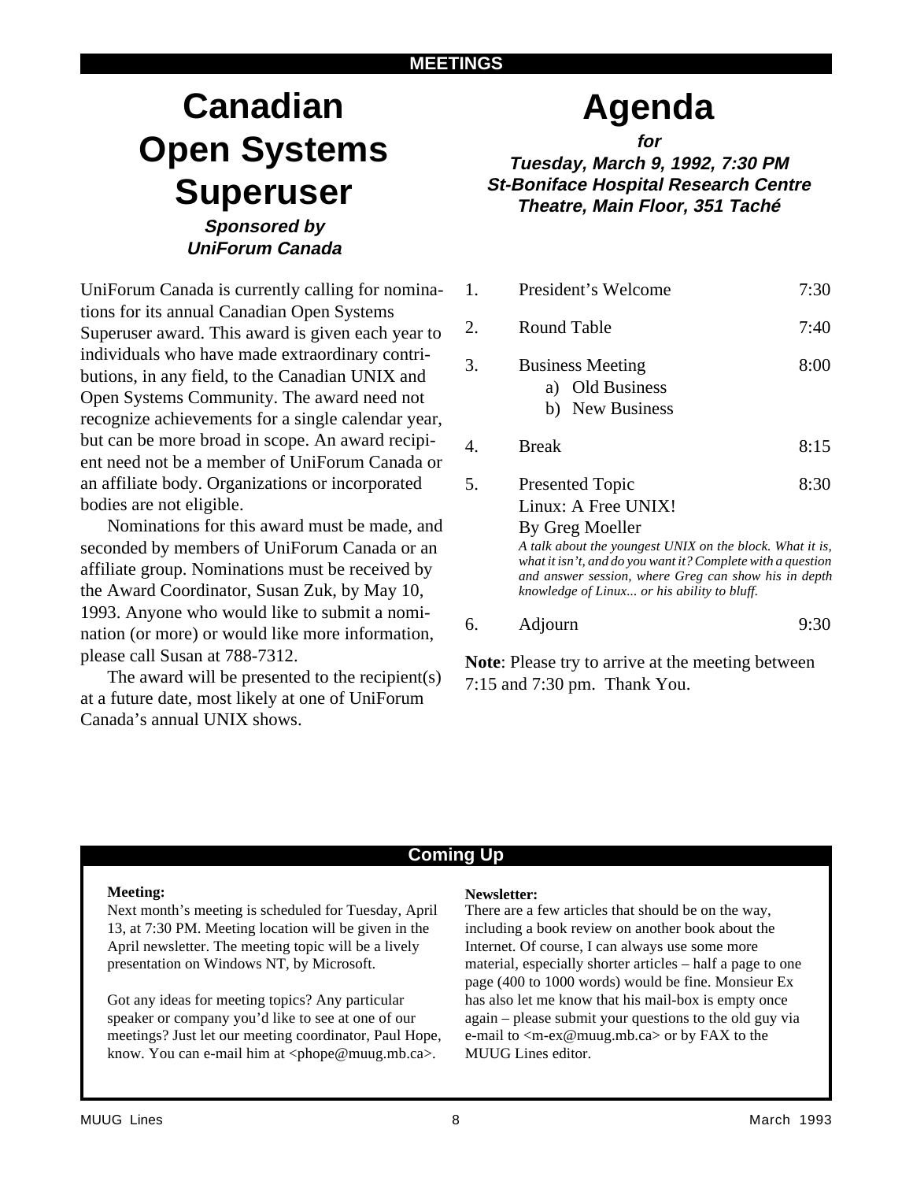MEETINGS

# Canadian Open Systems Superuser

***Sponsored by UniForum Canada***

UniForum Canada is currently calling for nominations for its annual Canadian Open Systems Superuser award. This award is given each year to individuals who have made extraordinary contributions, in any field, to the Canadian UNIX and Open Systems Community. The award need not recognize achievements for a single calendar year, but can be more broad in scope. An award recipient need not be a member of UniForum Canada or an affiliate body. Organizations or incorporated bodies are not eligible.

Nominations for this award must be made, and seconded by members of UniForum Canada or an affiliate group. Nominations must be received by the Award Coordinator, Susan Zuk, by May 10, 1993. Anyone who would like to submit a nomination (or more) or would like more information, please call Susan at 788-7312.

The award will be presented to the recipient(s) at a future date, most likely at one of UniForum Canada's annual UNIX shows.

# Agenda

***for***
***Tuesday, March 9, 1992, 7:30 PM***
***St-Boniface Hospital Research Centre***
***Theatre, Main Floor, 351 Taché***

| | | |
|---|---|---|
| 1. | President's Welcome | 7:30 |
| 2. | Round Table | 7:40 |
| 3. | Business Meeting<br>a) Old Business<br>b) New Business | 8:00 |
| 4. | Break | 8:15 |
| 5. | Presented Topic<br>Linux: A Free UNIX!<br>By Greg Moeller<br>*A talk about the youngest UNIX on the block. What it is, what it isn't, and do you want it? Complete with a question and answer session, where Greg can show his in depth knowledge of Linux... or his ability to bluff.* | 8:30 |
| 6. | Adjourn | 9:30 |

**Note**: Please try to arrive at the meeting between 7:15 and 7:30 pm. Thank You.

## Coming Up

**Meeting:**
Next month's meeting is scheduled for Tuesday, April 13, at 7:30 PM. Meeting location will be given in the April newsletter. The meeting topic will be a lively presentation on Windows NT, by Microsoft.

Got any ideas for meeting topics? Any particular speaker or company you'd like to see at one of our meetings? Just let our meeting coordinator, Paul Hope, know. You can e-mail him at <phope@muug.mb.ca>.

**Newsletter:**
There are a few articles that should be on the way, including a book review on another book about the Internet. Of course, I can always use some more material, especially shorter articles – half a page to one page (400 to 1000 words) would be fine. Monsieur Ex has also let me know that his mail-box is empty once again – please submit your questions to the old guy via e-mail to <m-ex@muug.mb.ca> or by FAX to the MUUG Lines editor.